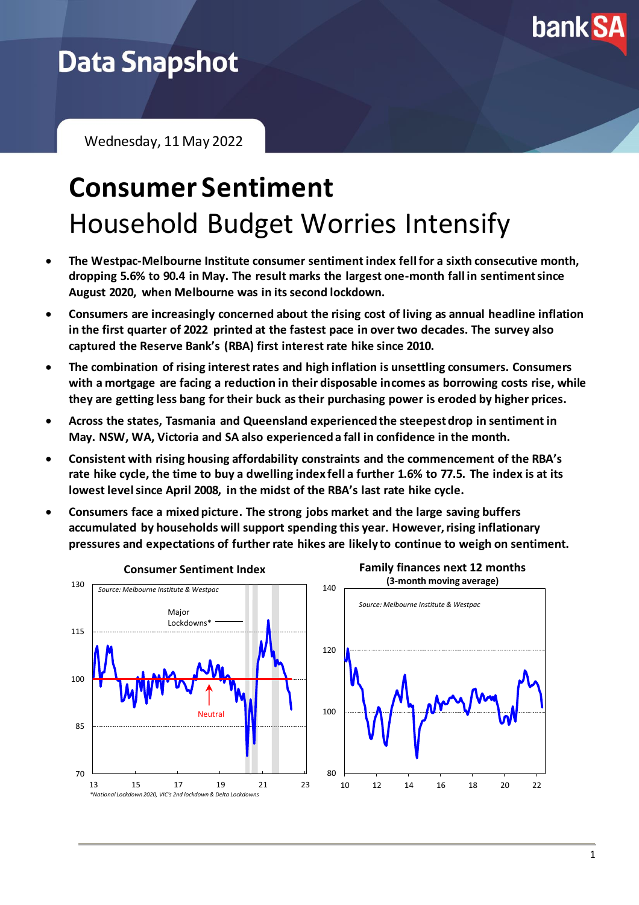# Data Snapshot

Wednesday, 11 May 2022

# Consumer Sentiment

## Household Budget Worries Intensify

- **The Westpac-Melbourne Institute consumer sentiment index fell for a sixth consecutive month, dropping 5.6% to 90.4 in May. The result marks the largest one-month fall in sentiment since August 2020, when Melbourne was in its second lockdown.**
- **Consumers are increasingly concerned about the rising cost of living as annual headline inflation in the first quarter of 2022 printed at the fastest pace in over two decades. The survey also captured the Reserve Bank's (RBA) first interest rate hike since 2010.**
- **The combination of rising interest rates and high inflation is unsettling consumers. Consumers with a mortgage are facing a reduction in their disposable incomes as borrowing costs rise, while they are getting less bang for their buck as their purchasing power is eroded by higher prices.**
- **Across the states, Tasmania and Queensland experienced the steepest drop in sentiment in May. NSW, WA, Victoria and SA also experienced a fall in confidence in the month.**
- **Consistent with rising housing affordability constraints and the commencement of the RBA's rate hike cycle, the time to buy a dwelling index fell a further 1.6% to 77.5. The index is at its lowest level since April 2008, in the midst of the RBA's last rate hike cycle.**
- **Consumers face a mixed picture. The strong jobs market and the large saving buffers accumulated by households will support spending this year. However, rising inflationary pressures and expectations of further rate hikes are likely to continue to weigh on sentiment.**

**Consumer Sentiment Index**

*Source: Melbourne Institute & Westpac*

Major Lockdowns*

Neutral

*National Lockdown 2020, VIC's 2nd lockdown & Delta Lockdowns

**Family finances next 12 months**
**(3-month moving average)**

*Source: Melbourne Institute & Westpac*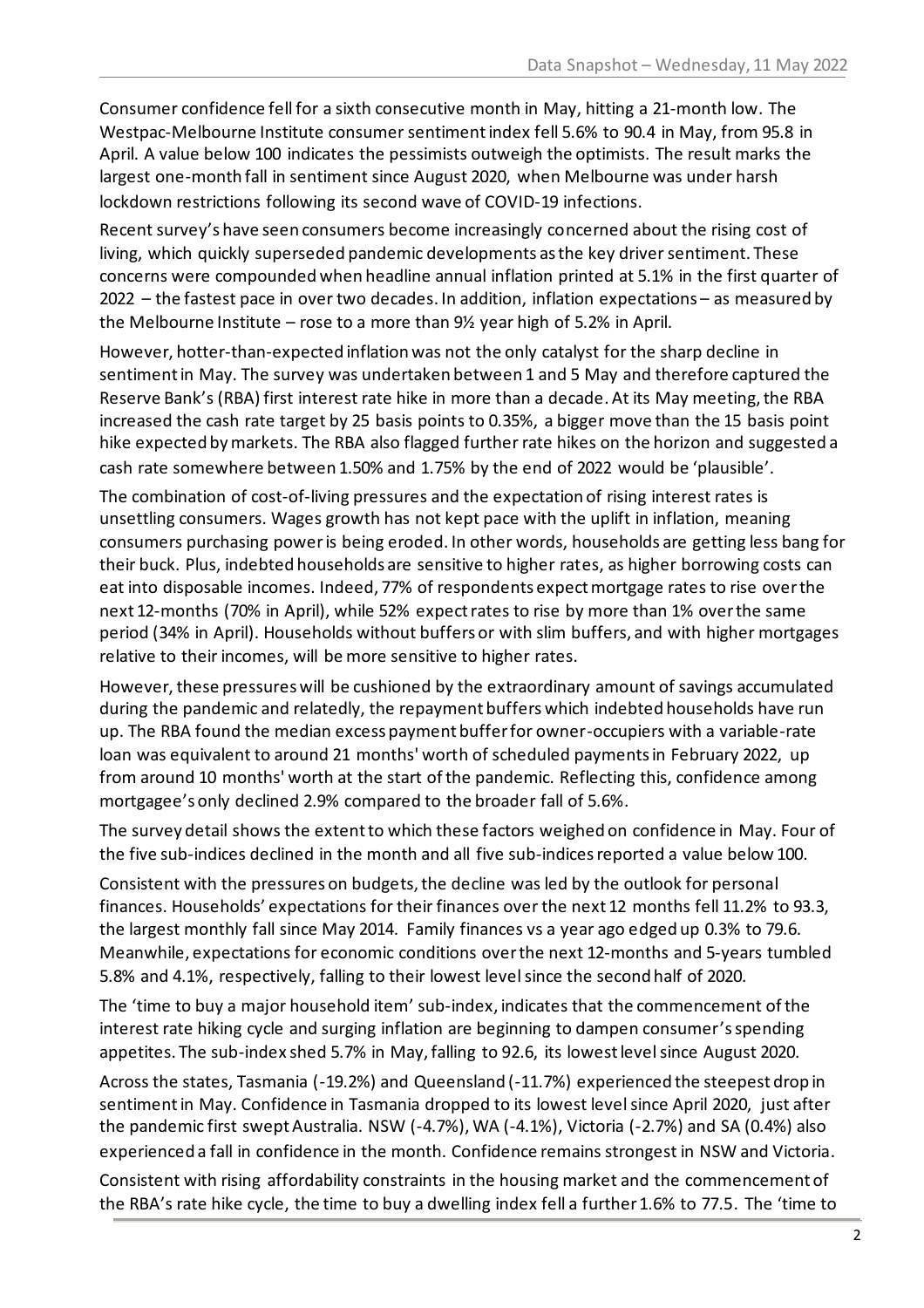Consumer confidence fell for a sixth consecutive month in May, hitting a 21-month low. The Westpac-Melbourne Institute consumer sentiment index fell 5.6% to 90.4 in May, from 95.8 in April. A value below 100 indicates the pessimists outweigh the optimists. The result marks the largest one-month fall in sentiment since August 2020, when Melbourne was under harsh lockdown restrictions following its second wave of COVID-19 infections.

Recent survey's have seen consumers become increasingly concerned about the rising cost of living, which quickly superseded pandemic developments as the key driver sentiment. These concerns were compounded when headline annual inflation printed at 5.1% in the first quarter of 2022 – the fastest pace in over two decades. In addition, inflation expectations – as measured by the Melbourne Institute – rose to a more than 9½ year high of 5.2% in April.

However, hotter-than-expected inflation was not the only catalyst for the sharp decline in sentiment in May. The survey was undertaken between 1 and 5 May and therefore captured the Reserve Bank's (RBA) first interest rate hike in more than a decade. At its May meeting, the RBA increased the cash rate target by 25 basis points to 0.35%, a bigger move than the 15 basis point hike expected by markets. The RBA also flagged further rate hikes on the horizon and suggested a cash rate somewhere between 1.50% and 1.75% by the end of 2022 would be 'plausible'.

The combination of cost-of-living pressures and the expectation of rising interest rates is unsettling consumers. Wages growth has not kept pace with the uplift in inflation, meaning consumers purchasing power is being eroded. In other words, households are getting less bang for their buck. Plus, indebted households are sensitive to higher rates, as higher borrowing costs can eat into disposable incomes. Indeed, 77% of respondents expect mortgage rates to rise over the next 12-months (70% in April), while 52% expect rates to rise by more than 1% over the same period (34% in April). Households without buffers or with slim buffers, and with higher mortgages relative to their incomes, will be more sensitive to higher rates.

However, these pressures will be cushioned by the extraordinary amount of savings accumulated during the pandemic and relatedly, the repayment buffers which indebted households have run up. The RBA found the median excess payment buffer for owner-occupiers with a variable-rate loan was equivalent to around 21 months' worth of scheduled payments in February 2022, up from around 10 months' worth at the start of the pandemic. Reflecting this, confidence among mortgagee's only declined 2.9% compared to the broader fall of 5.6%.

The survey detail shows the extent to which these factors weighed on confidence in May. Four of the five sub-indices declined in the month and all five sub-indices reported a value below 100.

Consistent with the pressures on budgets, the decline was led by the outlook for personal finances. Households' expectations for their finances over the next 12 months fell 11.2% to 93.3, the largest monthly fall since May 2014. Family finances vs a year ago edged up 0.3% to 79.6. Meanwhile, expectations for economic conditions over the next 12-months and 5-years tumbled 5.8% and 4.1%, respectively, falling to their lowest level since the second half of 2020.

The 'time to buy a major household item' sub-index, indicates that the commencement of the interest rate hiking cycle and surging inflation are beginning to dampen consumer's spending appetites. The sub-index shed 5.7% in May, falling to 92.6, its lowest level since August 2020.

Across the states, Tasmania (-19.2%) and Queensland (-11.7%) experienced the steepest drop in sentiment in May. Confidence in Tasmania dropped to its lowest level since April 2020, just after the pandemic first swept Australia. NSW (-4.7%), WA (-4.1%), Victoria (-2.7%) and SA (0.4%) also experienced a fall in confidence in the month. Confidence remains strongest in NSW and Victoria.

Consistent with rising affordability constraints in the housing market and the commencement of the RBA's rate hike cycle, the time to buy a dwelling index fell a further 1.6% to 77.5. The 'time to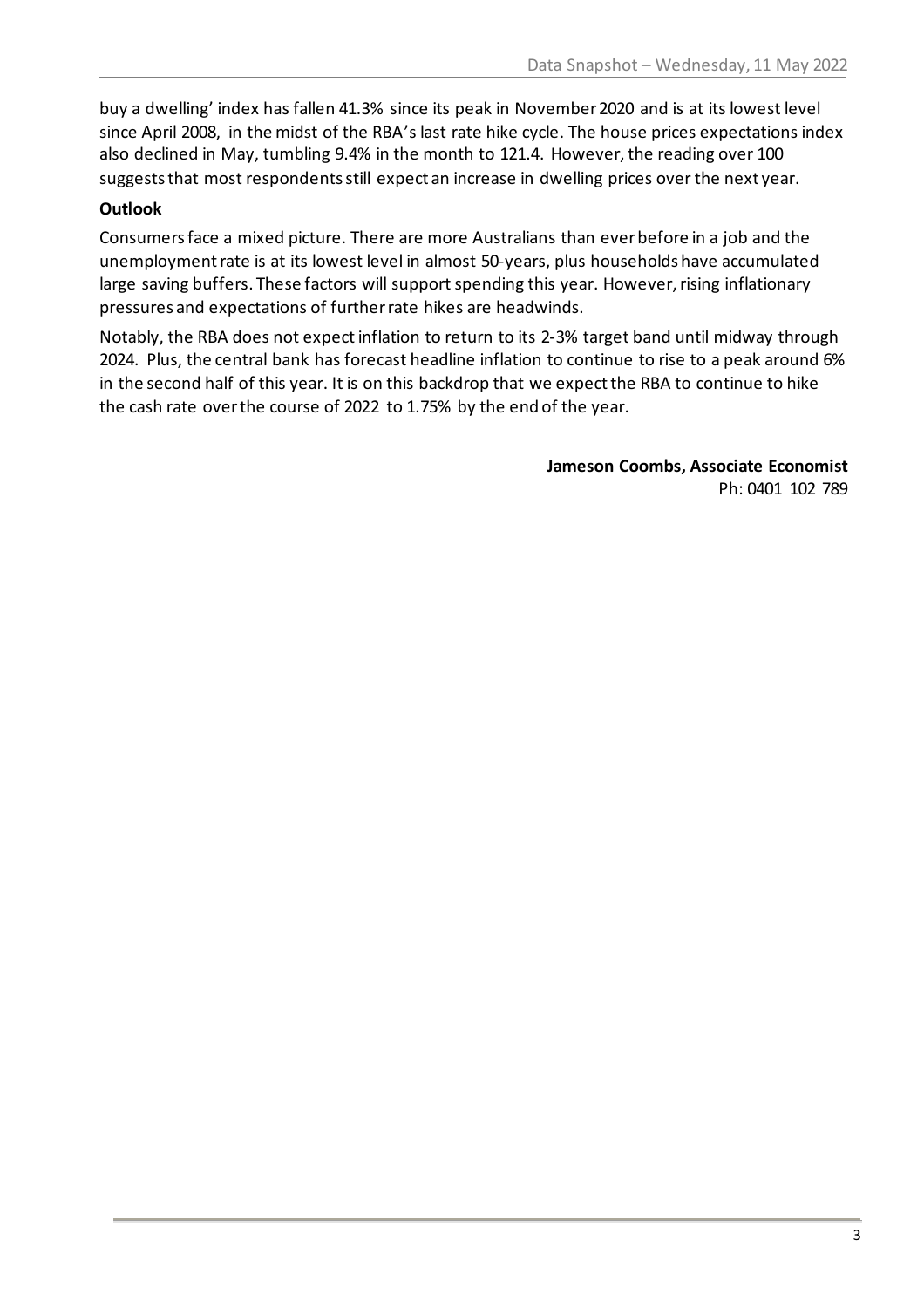buy a dwelling' index has fallen 41.3% since its peak in November 2020 and is at its lowest level since April 2008, in the midst of the RBA's last rate hike cycle. The house prices expectations index also declined in May, tumbling 9.4% in the month to 121.4. However, the reading over 100 suggests that most respondents still expect an increase in dwelling prices over the next year.

**Outlook**

Consumers face a mixed picture. There are more Australians than ever before in a job and the unemployment rate is at its lowest level in almost 50-years, plus households have accumulated large saving buffers. These factors will support spending this year. However, rising inflationary pressures and expectations of further rate hikes are headwinds.

Notably, the RBA does not expect inflation to return to its 2-3% target band until midway through 2024. Plus, the central bank has forecast headline inflation to continue to rise to a peak around 6% in the second half of this year. It is on this backdrop that we expect the RBA to continue to hike the cash rate over the course of 2022 to 1.75% by the end of the year.

**Jameson Coombs, Associate Economist**
Ph: 0401 102 789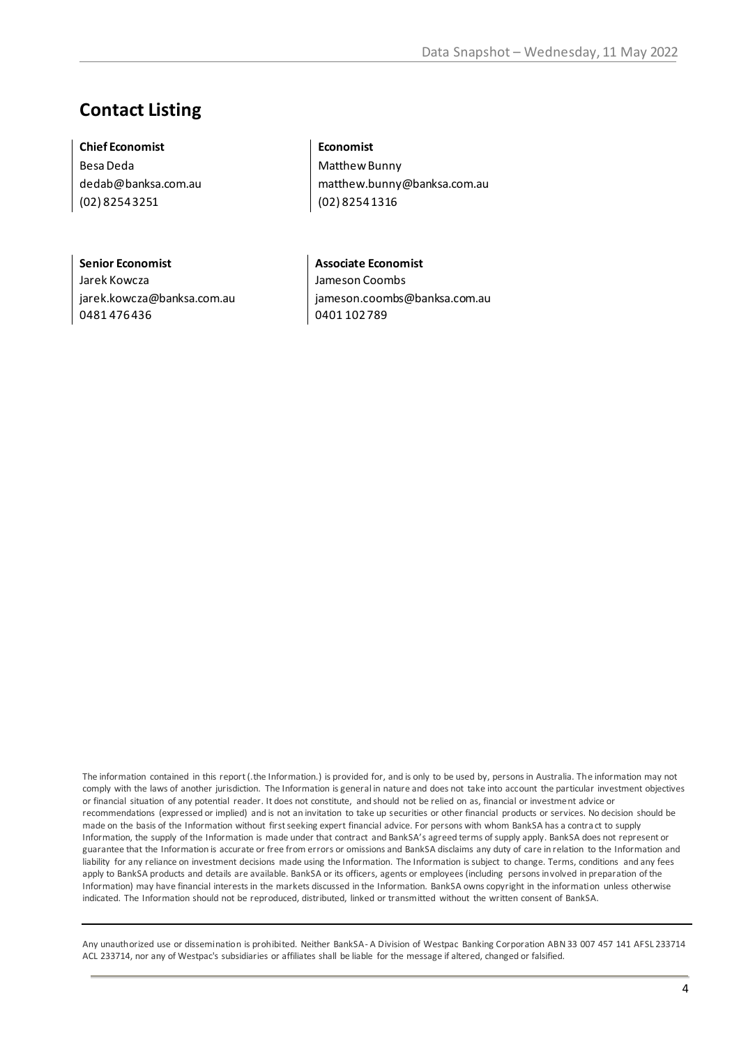## Contact Listing

**Chief Economist**
Besa Deda
dedab@banksa.com.au
(02) 8254 3251

**Economist**
Matthew Bunny
matthew.bunny@banksa.com.au
(02) 8254 1316

**Senior Economist**
Jarek Kowcza
jarek.kowcza@banksa.com.au
0481 476 436

**Associate Economist**
Jameson Coombs
jameson.coombs@banksa.com.au
0401 102 789

The information contained in this report (.the Information.) is provided for, and is only to be used by, persons in Australia. The information may not comply with the laws of another jurisdiction. The Information is general in nature and does not take into account the particular investment objectives or financial situation of any potential reader. It does not constitute, and should not be relied on as, financial or investment advice or recommendations (expressed or implied) and is not an invitation to take up securities or other financial products or services. No decision should be made on the basis of the Information without first seeking expert financial advice. For persons with whom BankSA has a contract to supply Information, the supply of the Information is made under that contract and BankSA's agreed terms of supply apply. BankSA does not represent or guarantee that the Information is accurate or free from errors or omissions and BankSA disclaims any duty of care in relation to the Information and liability for any reliance on investment decisions made using the Information. The Information is subject to change. Terms, conditions and any fees apply to BankSA products and details are available. BankSA or its officers, agents or employees (including persons involved in preparation of the Information) may have financial interests in the markets discussed in the Information. BankSA owns copyright in the information unless otherwise indicated. The Information should not be reproduced, distributed, linked or transmitted without the written consent of BankSA.

Any unauthorized use or dissemination is prohibited. Neither BankSA - A Division of Westpac Banking Corporation ABN 33 007 457 141 AFSL 233714 ACL 233714, nor any of Westpac's subsidiaries or affiliates shall be liable for the message if altered, changed or falsified.